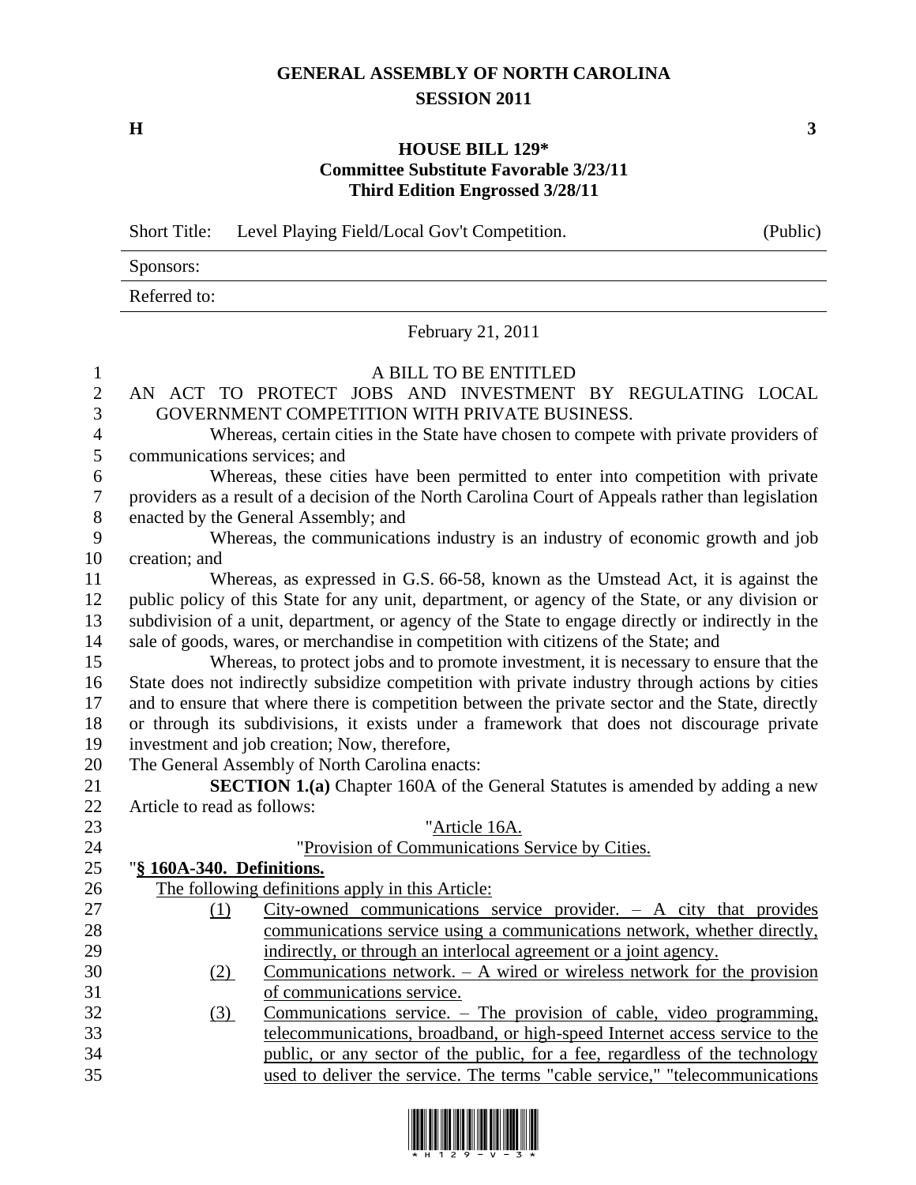# GENERAL ASSEMBLY OF NORTH CAROLINA
## SESSION 2011

**H** **3**

## HOUSE BILL 129*
### Committee Substitute Favorable 3/23/11
### Third Edition Engrossed 3/28/11

Short Title: Level Playing Field/Local Gov't Competition. (Public)

Sponsors:

Referred to:

February 21, 2011

A BILL TO BE ENTITLED

AN ACT TO PROTECT JOBS AND INVESTMENT BY REGULATING LOCAL GOVERNMENT COMPETITION WITH PRIVATE BUSINESS.

Whereas, certain cities in the State have chosen to compete with private providers of communications services; and

Whereas, these cities have been permitted to enter into competition with private providers as a result of a decision of the North Carolina Court of Appeals rather than legislation enacted by the General Assembly; and

Whereas, the communications industry is an industry of economic growth and job creation; and

Whereas, as expressed in G.S. 66-58, known as the Umstead Act, it is against the public policy of this State for any unit, department, or agency of the State, or any division or subdivision of a unit, department, or agency of the State to engage directly or indirectly in the sale of goods, wares, or merchandise in competition with citizens of the State; and

Whereas, to protect jobs and to promote investment, it is necessary to ensure that the State does not indirectly subsidize competition with private industry through actions by cities and to ensure that where there is competition between the private sector and the State, directly or through its subdivisions, it exists under a framework that does not discourage private investment and job creation; Now, therefore,

The General Assembly of North Carolina enacts:

**SECTION 1.(a)** Chapter 160A of the General Statutes is amended by adding a new Article to read as follows:

"Article 16A.

"Provision of Communications Service by Cities.

"**§ 160A-340. Definitions.**

The following definitions apply in this Article:

(1) City-owned communications service provider. – A city that provides communications service using a communications network, whether directly, indirectly, or through an interlocal agreement or a joint agency.

(2) Communications network. – A wired or wireless network for the provision of communications service.

(3) Communications service. – The provision of cable, video programming, telecommunications, broadband, or high-speed Internet access service to the public, or any sector of the public, for a fee, regardless of the technology used to deliver the service. The terms "cable service," "telecommunications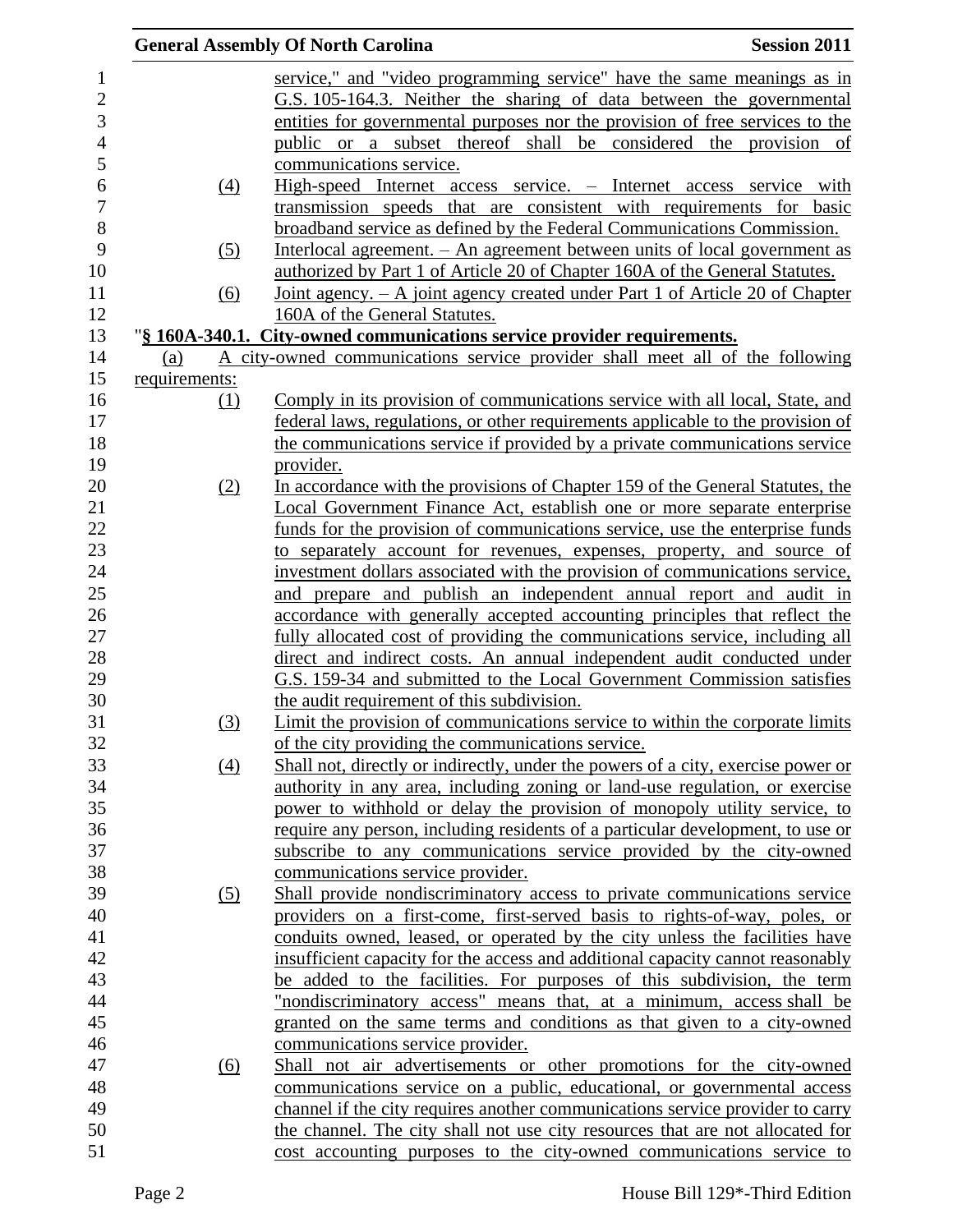service," and "video programming service" have the same meanings as in G.S. 105-164.3. Neither the sharing of data between the governmental entities for governmental purposes nor the provision of free services to the public or a subset thereof shall be considered the provision of communications service.

(4) High-speed Internet access service. – Internet access service with transmission speeds that are consistent with requirements for basic broadband service as defined by the Federal Communications Commission.

(5) Interlocal agreement. – An agreement between units of local government as authorized by Part 1 of Article 20 of Chapter 160A of the General Statutes.

(6) Joint agency. – A joint agency created under Part 1 of Article 20 of Chapter 160A of the General Statutes.

"**§ 160A-340.1. City-owned communications service provider requirements.**

(a) A city-owned communications service provider shall meet all of the following requirements:

(1) Comply in its provision of communications service with all local, State, and federal laws, regulations, or other requirements applicable to the provision of the communications service if provided by a private communications service provider.

(2) In accordance with the provisions of Chapter 159 of the General Statutes, the Local Government Finance Act, establish one or more separate enterprise funds for the provision of communications service, use the enterprise funds to separately account for revenues, expenses, property, and source of investment dollars associated with the provision of communications service, and prepare and publish an independent annual report and audit in accordance with generally accepted accounting principles that reflect the fully allocated cost of providing the communications service, including all direct and indirect costs. An annual independent audit conducted under G.S. 159-34 and submitted to the Local Government Commission satisfies the audit requirement of this subdivision.

(3) Limit the provision of communications service to within the corporate limits of the city providing the communications service.

(4) Shall not, directly or indirectly, under the powers of a city, exercise power or authority in any area, including zoning or land-use regulation, or exercise power to withhold or delay the provision of monopoly utility service, to require any person, including residents of a particular development, to use or subscribe to any communications service provided by the city-owned communications service provider.

(5) Shall provide nondiscriminatory access to private communications service providers on a first-come, first-served basis to rights-of-way, poles, or conduits owned, leased, or operated by the city unless the facilities have insufficient capacity for the access and additional capacity cannot reasonably be added to the facilities. For purposes of this subdivision, the term "nondiscriminatory access" means that, at a minimum, access shall be granted on the same terms and conditions as that given to a city-owned communications service provider.

(6) Shall not air advertisements or other promotions for the city-owned communications service on a public, educational, or governmental access channel if the city requires another communications service provider to carry the channel. The city shall not use city resources that are not allocated for cost accounting purposes to the city-owned communications service to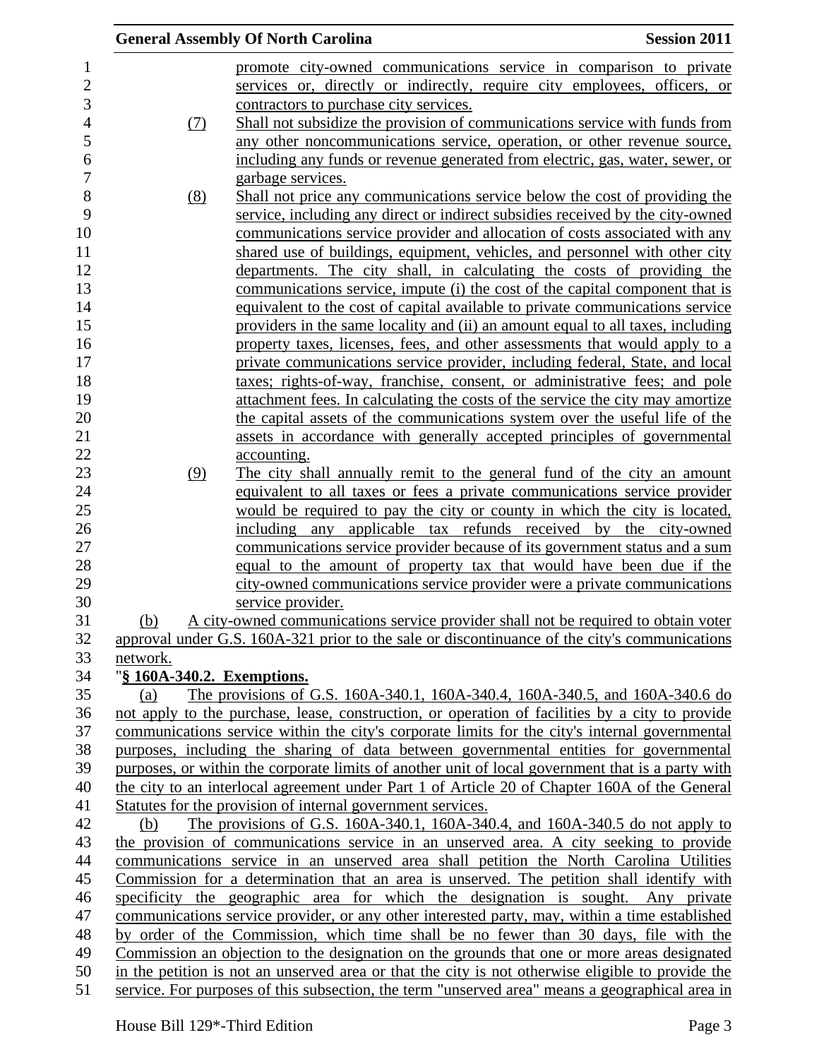promote city-owned communications service in comparison to private services or, directly or indirectly, require city employees, officers, or contractors to purchase city services.

(7) Shall not subsidize the provision of communications service with funds from any other noncommunications service, operation, or other revenue source, including any funds or revenue generated from electric, gas, water, sewer, or garbage services.

(8) Shall not price any communications service below the cost of providing the service, including any direct or indirect subsidies received by the city-owned communications service provider and allocation of costs associated with any shared use of buildings, equipment, vehicles, and personnel with other city departments. The city shall, in calculating the costs of providing the communications service, impute (i) the cost of the capital component that is equivalent to the cost of capital available to private communications service providers in the same locality and (ii) an amount equal to all taxes, including property taxes, licenses, fees, and other assessments that would apply to a private communications service provider, including federal, State, and local taxes; rights-of-way, franchise, consent, or administrative fees; and pole attachment fees. In calculating the costs of the service the city may amortize the capital assets of the communications system over the useful life of the assets in accordance with generally accepted principles of governmental accounting.

(9) The city shall annually remit to the general fund of the city an amount equivalent to all taxes or fees a private communications service provider would be required to pay the city or county in which the city is located, including any applicable tax refunds received by the city-owned communications service provider because of its government status and a sum equal to the amount of property tax that would have been due if the city-owned communications service provider were a private communications service provider.

(b) A city-owned communications service provider shall not be required to obtain voter approval under G.S. 160A-321 prior to the sale or discontinuance of the city's communications network.

"**§ 160A-340.2. Exemptions.**

(a) The provisions of G.S. 160A-340.1, 160A-340.4, 160A-340.5, and 160A-340.6 do not apply to the purchase, lease, construction, or operation of facilities by a city to provide communications service within the city's corporate limits for the city's internal governmental purposes, including the sharing of data between governmental entities for governmental purposes, or within the corporate limits of another unit of local government that is a party with the city to an interlocal agreement under Part 1 of Article 20 of Chapter 160A of the General Statutes for the provision of internal government services.

(b) The provisions of G.S. 160A-340.1, 160A-340.4, and 160A-340.5 do not apply to the provision of communications service in an unserved area. A city seeking to provide communications service in an unserved area shall petition the North Carolina Utilities Commission for a determination that an area is unserved. The petition shall identify with specificity the geographic area for which the designation is sought. Any private communications service provider, or any other interested party, may, within a time established by order of the Commission, which time shall be no fewer than 30 days, file with the Commission an objection to the designation on the grounds that one or more areas designated in the petition is not an unserved area or that the city is not otherwise eligible to provide the service. For purposes of this subsection, the term "unserved area" means a geographical area in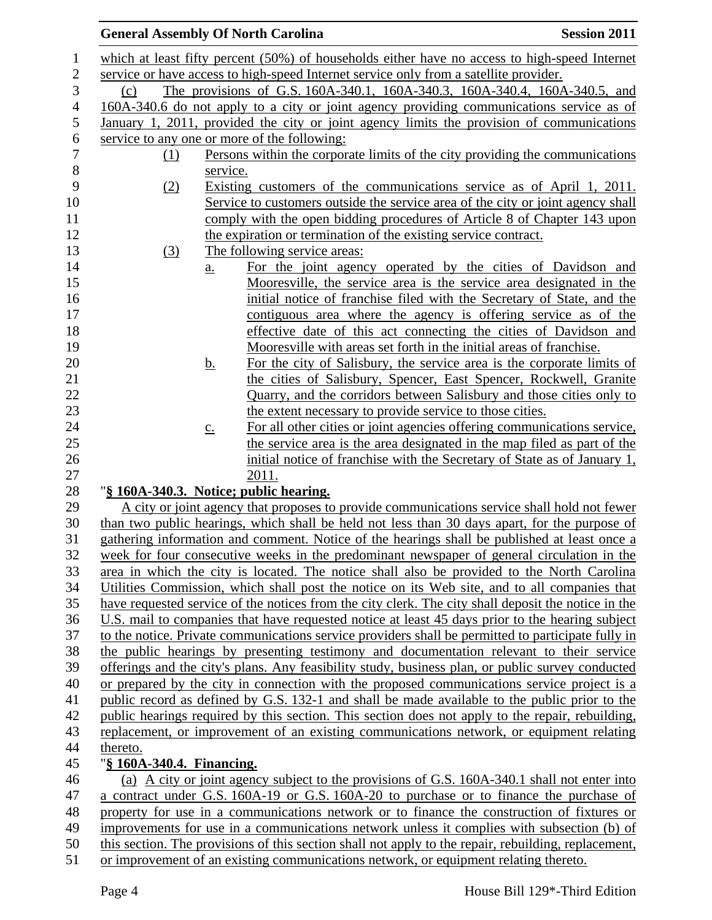which at least fifty percent (50%) of households either have no access to high-speed Internet service or have access to high-speed Internet service only from a satellite provider.

(c) The provisions of G.S. 160A-340.1, 160A-340.3, 160A-340.4, 160A-340.5, and 160A-340.6 do not apply to a city or joint agency providing communications service as of January 1, 2011, provided the city or joint agency limits the provision of communications service to any one or more of the following:

(1) Persons within the corporate limits of the city providing the communications service.

(2) Existing customers of the communications service as of April 1, 2011. Service to customers outside the service area of the city or joint agency shall comply with the open bidding procedures of Article 8 of Chapter 143 upon the expiration or termination of the existing service contract.

(3) The following service areas:

a. For the joint agency operated by the cities of Davidson and Mooresville, the service area is the service area designated in the initial notice of franchise filed with the Secretary of State, and the contiguous area where the agency is offering service as of the effective date of this act connecting the cities of Davidson and Mooresville with areas set forth in the initial areas of franchise.

b. For the city of Salisbury, the service area is the corporate limits of the cities of Salisbury, Spencer, East Spencer, Rockwell, Granite Quarry, and the corridors between Salisbury and those cities only to the extent necessary to provide service to those cities.

c. For all other cities or joint agencies offering communications service, the service area is the area designated in the map filed as part of the initial notice of franchise with the Secretary of State as of January 1, 2011.

"**§ 160A-340.3. Notice; public hearing.**

A city or joint agency that proposes to provide communications service shall hold not fewer than two public hearings, which shall be held not less than 30 days apart, for the purpose of gathering information and comment. Notice of the hearings shall be published at least once a week for four consecutive weeks in the predominant newspaper of general circulation in the area in which the city is located. The notice shall also be provided to the North Carolina Utilities Commission, which shall post the notice on its Web site, and to all companies that have requested service of the notices from the city clerk. The city shall deposit the notice in the U.S. mail to companies that have requested notice at least 45 days prior to the hearing subject to the notice. Private communications service providers shall be permitted to participate fully in the public hearings by presenting testimony and documentation relevant to their service offerings and the city's plans. Any feasibility study, business plan, or public survey conducted or prepared by the city in connection with the proposed communications service project is a public record as defined by G.S. 132-1 and shall be made available to the public prior to the public hearings required by this section. This section does not apply to the repair, rebuilding, replacement, or improvement of an existing communications network, or equipment relating thereto.

"**§ 160A-340.4. Financing.**

(a) A city or joint agency subject to the provisions of G.S. 160A-340.1 shall not enter into a contract under G.S. 160A-19 or G.S. 160A-20 to purchase or to finance the purchase of property for use in a communications network or to finance the construction of fixtures or improvements for use in a communications network unless it complies with subsection (b) of this section. The provisions of this section shall not apply to the repair, rebuilding, replacement, or improvement of an existing communications network, or equipment relating thereto.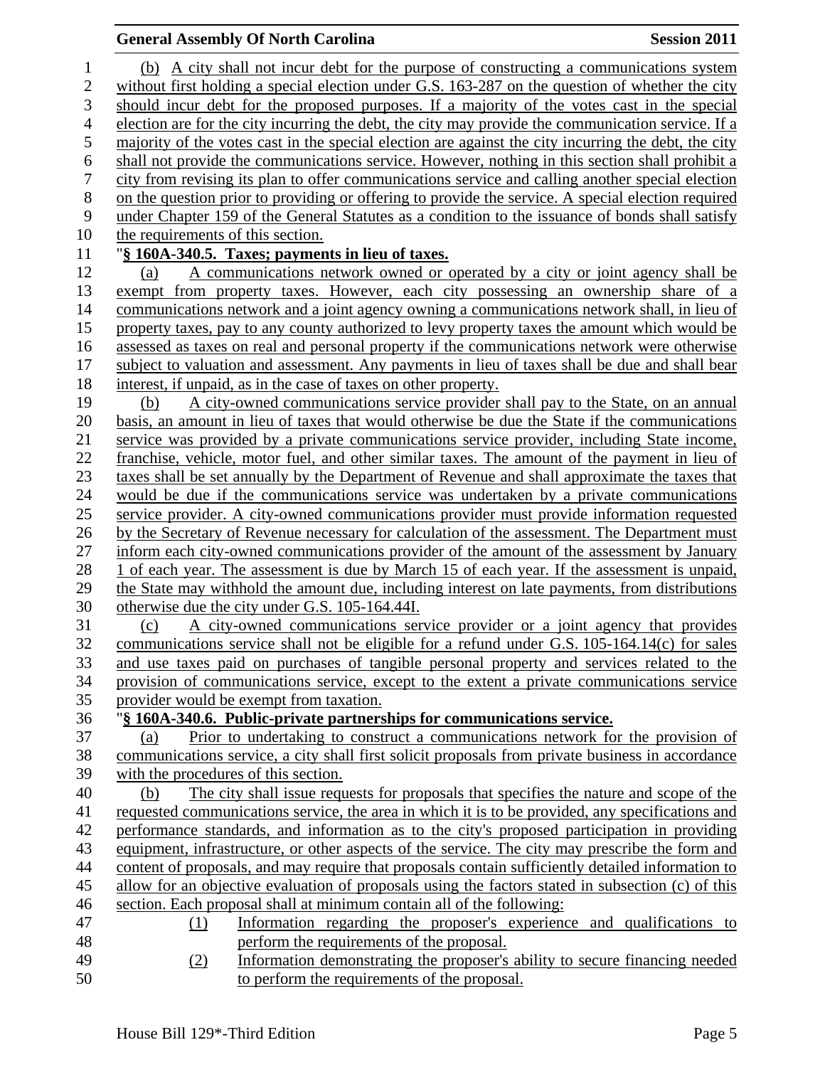(b) A city shall not incur debt for the purpose of constructing a communications system without first holding a special election under G.S. 163-287 on the question of whether the city should incur debt for the proposed purposes. If a majority of the votes cast in the special election are for the city incurring the debt, the city may provide the communication service. If a majority of the votes cast in the special election are against the city incurring the debt, the city shall not provide the communications service. However, nothing in this section shall prohibit a city from revising its plan to offer communications service and calling another special election on the question prior to providing or offering to provide the service. A special election required under Chapter 159 of the General Statutes as a condition to the issuance of bonds shall satisfy the requirements of this section.

"**§ 160A-340.5. Taxes; payments in lieu of taxes.**

(a) A communications network owned or operated by a city or joint agency shall be exempt from property taxes. However, each city possessing an ownership share of a communications network and a joint agency owning a communications network shall, in lieu of property taxes, pay to any county authorized to levy property taxes the amount which would be assessed as taxes on real and personal property if the communications network were otherwise subject to valuation and assessment. Any payments in lieu of taxes shall be due and shall bear interest, if unpaid, as in the case of taxes on other property.

(b) A city-owned communications service provider shall pay to the State, on an annual basis, an amount in lieu of taxes that would otherwise be due the State if the communications service was provided by a private communications service provider, including State income, franchise, vehicle, motor fuel, and other similar taxes. The amount of the payment in lieu of taxes shall be set annually by the Department of Revenue and shall approximate the taxes that would be due if the communications service was undertaken by a private communications service provider. A city-owned communications provider must provide information requested by the Secretary of Revenue necessary for calculation of the assessment. The Department must inform each city-owned communications provider of the amount of the assessment by January 1 of each year. The assessment is due by March 15 of each year. If the assessment is unpaid, the State may withhold the amount due, including interest on late payments, from distributions otherwise due the city under G.S. 105-164.44I.

(c) A city-owned communications service provider or a joint agency that provides communications service shall not be eligible for a refund under G.S. 105-164.14(c) for sales and use taxes paid on purchases of tangible personal property and services related to the provision of communications service, except to the extent a private communications service provider would be exempt from taxation.

"**§ 160A-340.6. Public-private partnerships for communications service.**

(a) Prior to undertaking to construct a communications network for the provision of communications service, a city shall first solicit proposals from private business in accordance with the procedures of this section.

(b) The city shall issue requests for proposals that specifies the nature and scope of the requested communications service, the area in which it is to be provided, any specifications and performance standards, and information as to the city's proposed participation in providing equipment, infrastructure, or other aspects of the service. The city may prescribe the form and content of proposals, and may require that proposals contain sufficiently detailed information to allow for an objective evaluation of proposals using the factors stated in subsection (c) of this section. Each proposal shall at minimum contain all of the following:

(1) Information regarding the proposer's experience and qualifications to perform the requirements of the proposal.

(2) Information demonstrating the proposer's ability to secure financing needed to perform the requirements of the proposal.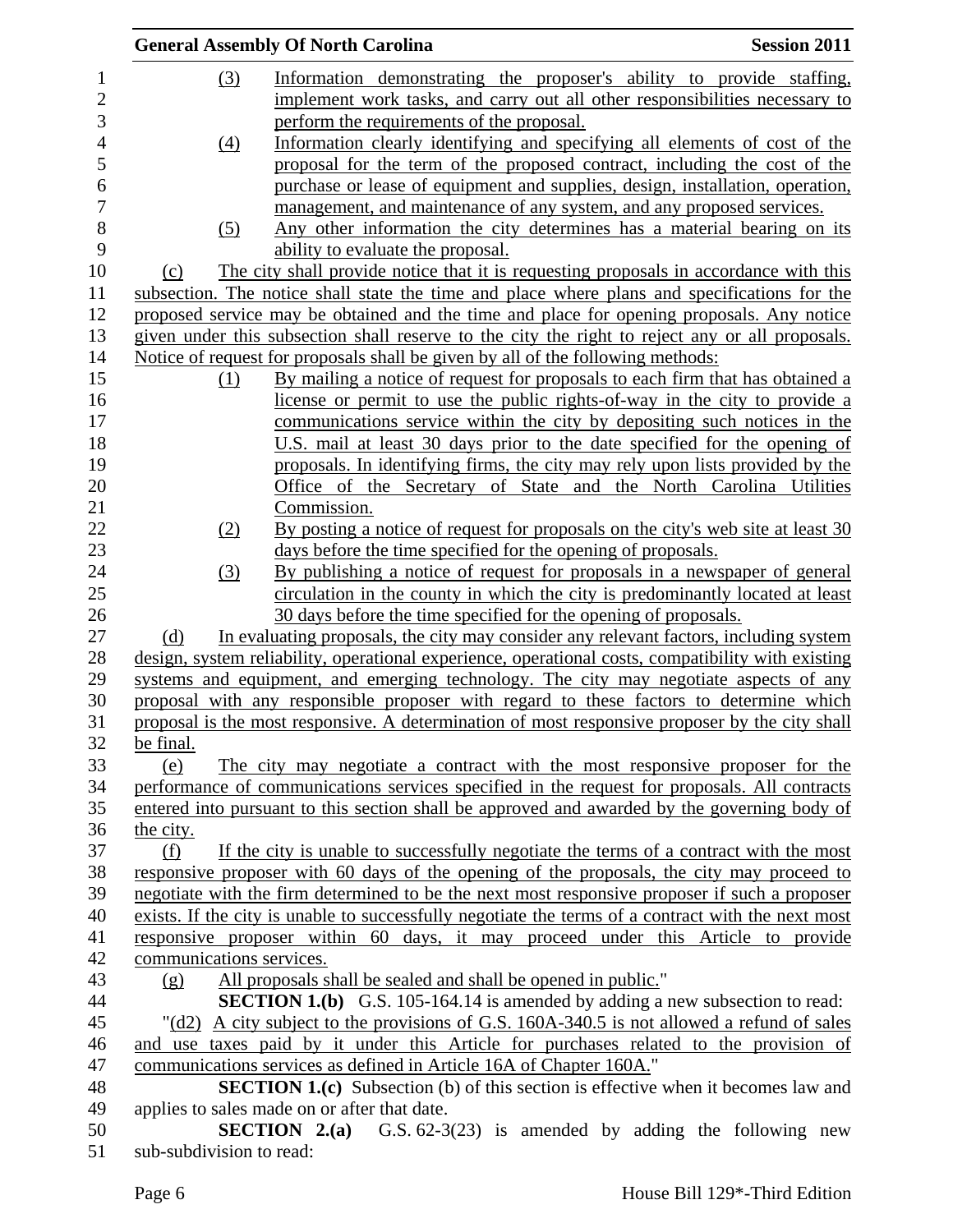(3) Information demonstrating the proposer's ability to provide staffing, implement work tasks, and carry out all other responsibilities necessary to perform the requirements of the proposal.

(4) Information clearly identifying and specifying all elements of cost of the proposal for the term of the proposed contract, including the cost of the purchase or lease of equipment and supplies, design, installation, operation, management, and maintenance of any system, and any proposed services.

(5) Any other information the city determines has a material bearing on its ability to evaluate the proposal.

(c) The city shall provide notice that it is requesting proposals in accordance with this subsection. The notice shall state the time and place where plans and specifications for the proposed service may be obtained and the time and place for opening proposals. Any notice given under this subsection shall reserve to the city the right to reject any or all proposals. Notice of request for proposals shall be given by all of the following methods:

(1) By mailing a notice of request for proposals to each firm that has obtained a license or permit to use the public rights-of-way in the city to provide a communications service within the city by depositing such notices in the U.S. mail at least 30 days prior to the date specified for the opening of proposals. In identifying firms, the city may rely upon lists provided by the Office of the Secretary of State and the North Carolina Utilities Commission.

(2) By posting a notice of request for proposals on the city's web site at least 30 days before the time specified for the opening of proposals.

(3) By publishing a notice of request for proposals in a newspaper of general circulation in the county in which the city is predominantly located at least 30 days before the time specified for the opening of proposals.

(d) In evaluating proposals, the city may consider any relevant factors, including system design, system reliability, operational experience, operational costs, compatibility with existing systems and equipment, and emerging technology. The city may negotiate aspects of any proposal with any responsible proposer with regard to these factors to determine which proposal is the most responsive. A determination of most responsive proposer by the city shall be final.

(e) The city may negotiate a contract with the most responsive proposer for the performance of communications services specified in the request for proposals. All contracts entered into pursuant to this section shall be approved and awarded by the governing body of the city.

(f) If the city is unable to successfully negotiate the terms of a contract with the most responsive proposer with 60 days of the opening of the proposals, the city may proceed to negotiate with the firm determined to be the next most responsive proposer if such a proposer exists. If the city is unable to successfully negotiate the terms of a contract with the next most responsive proposer within 60 days, it may proceed under this Article to provide communications services.

(g) All proposals shall be sealed and shall be opened in public."

**SECTION 1.(b)** G.S. 105-164.14 is amended by adding a new subsection to read:

"(d2) A city subject to the provisions of G.S. 160A-340.5 is not allowed a refund of sales and use taxes paid by it under this Article for purchases related to the provision of communications services as defined in Article 16A of Chapter 160A."

**SECTION 1.(c)** Subsection (b) of this section is effective when it becomes law and applies to sales made on or after that date.

**SECTION 2.(a)** G.S. 62-3(23) is amended by adding the following new sub-subdivision to read: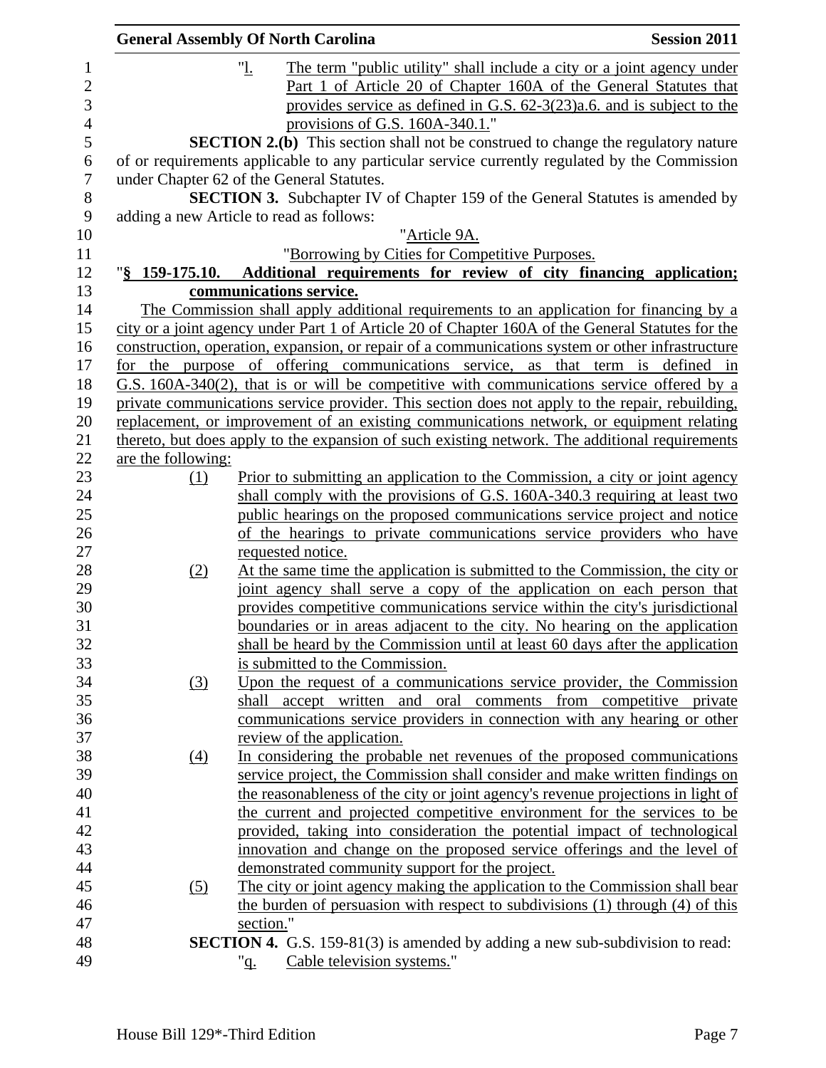"l. The term "public utility" shall include a city or a joint agency under Part 1 of Article 20 of Chapter 160A of the General Statutes that provides service as defined in G.S. 62-3(23)a.6. and is subject to the provisions of G.S. 160A-340.1."

**SECTION 2.(b)** This section shall not be construed to change the regulatory nature of or requirements applicable to any particular service currently regulated by the Commission under Chapter 62 of the General Statutes.

**SECTION 3.** Subchapter IV of Chapter 159 of the General Statutes is amended by adding a new Article to read as follows:

"Article 9A.

"Borrowing by Cities for Competitive Purposes.

"**§ 159-175.10. Additional requirements for review of city financing application; communications service.**

The Commission shall apply additional requirements to an application for financing by a city or a joint agency under Part 1 of Article 20 of Chapter 160A of the General Statutes for the construction, operation, expansion, or repair of a communications system or other infrastructure for the purpose of offering communications service, as that term is defined in G.S. 160A-340(2), that is or will be competitive with communications service offered by a private communications service provider. This section does not apply to the repair, rebuilding, replacement, or improvement of an existing communications network, or equipment relating thereto, but does apply to the expansion of such existing network. The additional requirements are the following:

(1) Prior to submitting an application to the Commission, a city or joint agency shall comply with the provisions of G.S. 160A-340.3 requiring at least two public hearings on the proposed communications service project and notice of the hearings to private communications service providers who have requested notice.

(2) At the same time the application is submitted to the Commission, the city or joint agency shall serve a copy of the application on each person that provides competitive communications service within the city's jurisdictional boundaries or in areas adjacent to the city. No hearing on the application shall be heard by the Commission until at least 60 days after the application is submitted to the Commission.

(3) Upon the request of a communications service provider, the Commission shall accept written and oral comments from competitive private communications service providers in connection with any hearing or other review of the application.

(4) In considering the probable net revenues of the proposed communications service project, the Commission shall consider and make written findings on the reasonableness of the city or joint agency's revenue projections in light of the current and projected competitive environment for the services to be provided, taking into consideration the potential impact of technological innovation and change on the proposed service offerings and the level of demonstrated community support for the project.

(5) The city or joint agency making the application to the Commission shall bear the burden of persuasion with respect to subdivisions (1) through (4) of this section."

**SECTION 4.** G.S. 159-81(3) is amended by adding a new sub-subdivision to read:

"q. Cable television systems."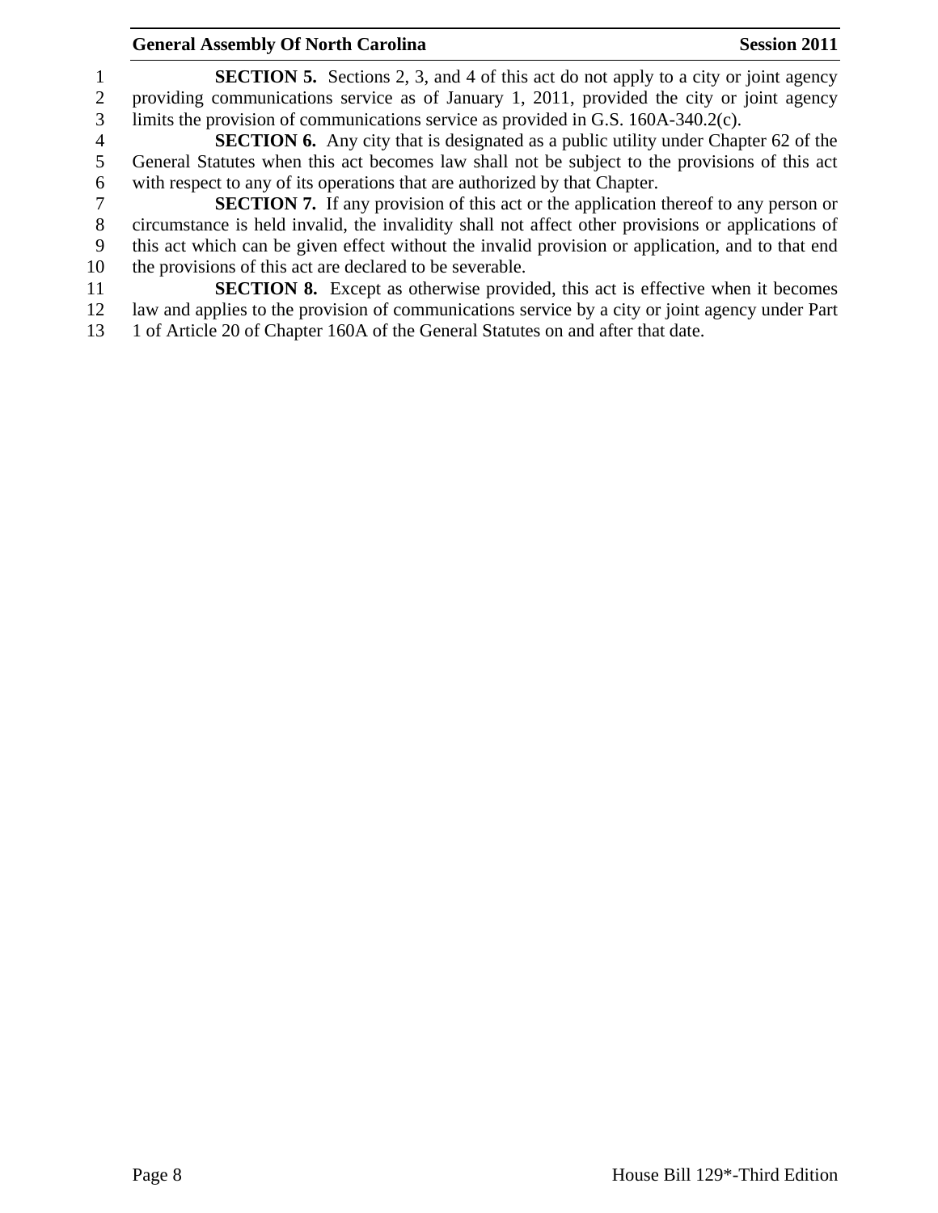**SECTION 5.** Sections 2, 3, and 4 of this act do not apply to a city or joint agency providing communications service as of January 1, 2011, provided the city or joint agency limits the provision of communications service as provided in G.S. 160A-340.2(c).

**SECTION 6.** Any city that is designated as a public utility under Chapter 62 of the General Statutes when this act becomes law shall not be subject to the provisions of this act with respect to any of its operations that are authorized by that Chapter.

**SECTION 7.** If any provision of this act or the application thereof to any person or circumstance is held invalid, the invalidity shall not affect other provisions or applications of this act which can be given effect without the invalid provision or application, and to that end the provisions of this act are declared to be severable.

**SECTION 8.** Except as otherwise provided, this act is effective when it becomes law and applies to the provision of communications service by a city or joint agency under Part 1 of Article 20 of Chapter 160A of the General Statutes on and after that date.